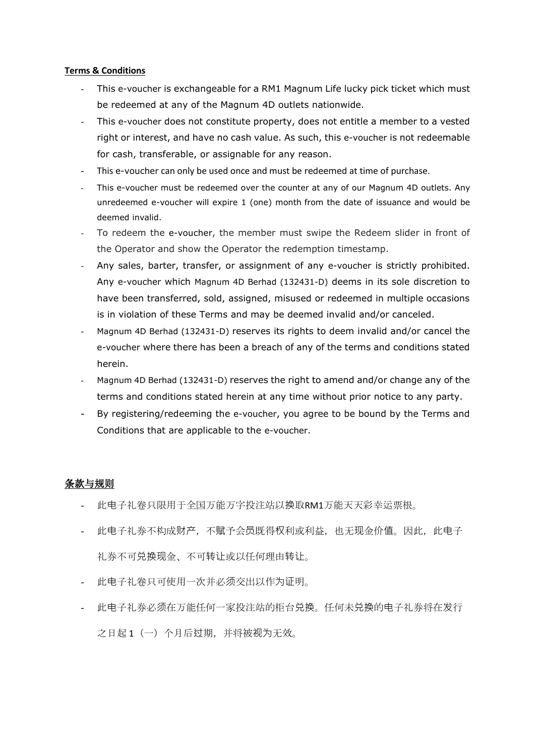**Terms & Conditions**

- This e-voucher is exchangeable for a RM1 Magnum Life lucky pick ticket which must be redeemed at any of the Magnum 4D outlets nationwide.
- This e-voucher does not constitute property, does not entitle a member to a vested right or interest, and have no cash value. As such, this e-voucher is not redeemable for cash, transferable, or assignable for any reason.
- This e-voucher can only be used once and must be redeemed at time of purchase.
- This e-voucher must be redeemed over the counter at any of our Magnum 4D outlets. Any unredeemed e-voucher will expire 1 (one) month from the date of issuance and would be deemed invalid.
- To redeem the e-voucher, the member must swipe the Redeem slider in front of the Operator and show the Operator the redemption timestamp.
- Any sales, barter, transfer, or assignment of any e-voucher is strictly prohibited. Any e-voucher which Magnum 4D Berhad (132431-D) deems in its sole discretion to have been transferred, sold, assigned, misused or redeemed in multiple occasions is in violation of these Terms and may be deemed invalid and/or canceled.
- Magnum 4D Berhad (132431-D) reserves its rights to deem invalid and/or cancel the e-voucher where there has been a breach of any of the terms and conditions stated herein.
- Magnum 4D Berhad (132431-D) reserves the right to amend and/or change any of the terms and conditions stated herein at any time without prior notice to any party.
- By registering/redeeming the e-voucher, you agree to be bound by the Terms and Conditions that are applicable to the e-voucher.

**条款与规则**

- 此电子礼卷只限用于全国万能万字投注站以换取RM1万能天天彩幸运票根。
- 此电子礼券不构成财产，不赋予会员既得权利或利益，也无现金价值。因此，此电子礼券不可兑换现金、不可转让或以任何理由转让。
- 此电子礼卷只可使用一次并必须交出以作为证明。
- 此电子礼券必须在万能任何一家投注站的柜台兑换。任何未兑换的电子礼券将在发行之日起 1（一）个月后过期，并将被视为无效。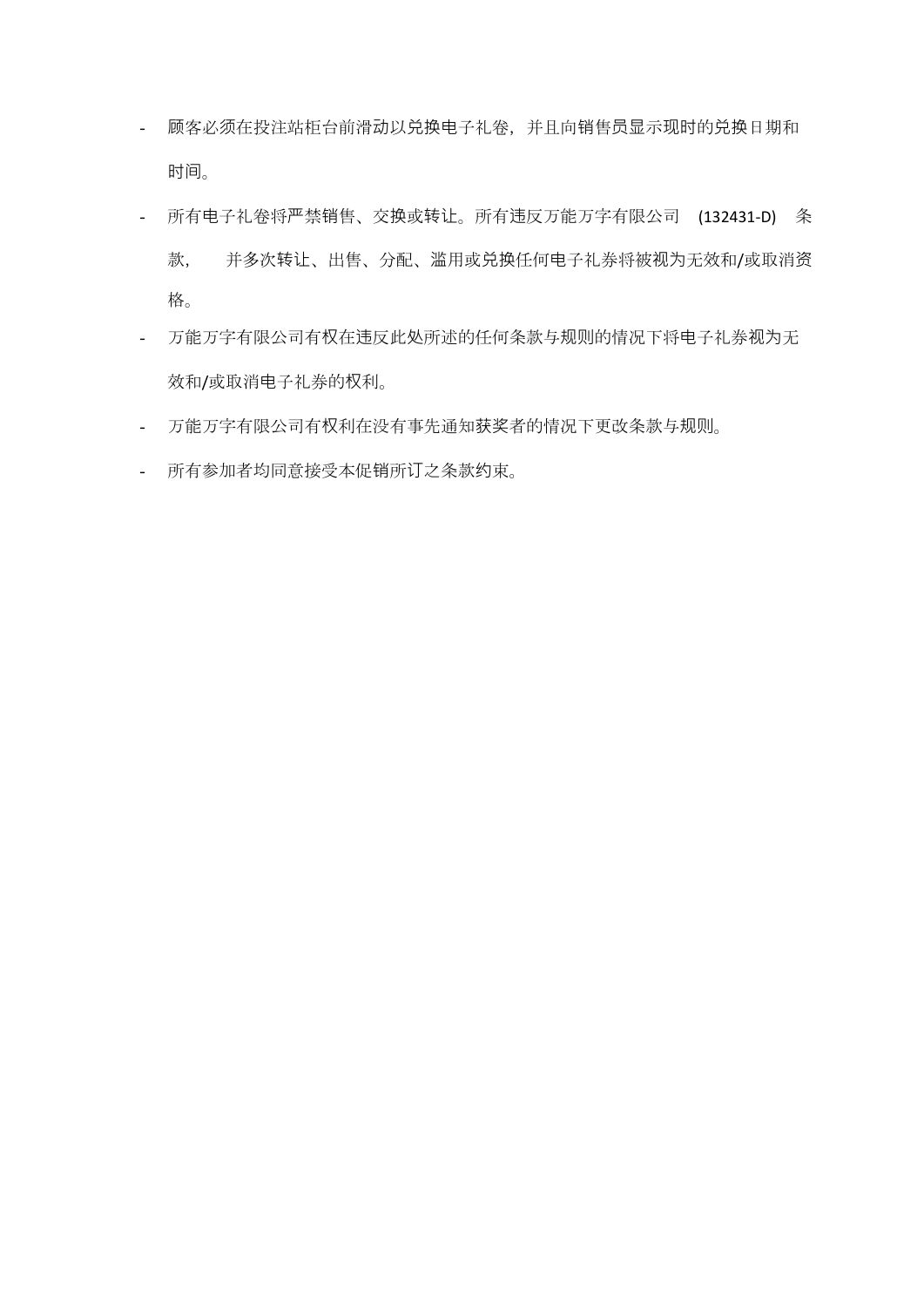- 顾客必须在投注站柜台前滑动以兑换电子礼卷，并且向销售员显示现时的兑换日期和时间。
- 所有电子礼卷将严禁销售、交换或转让。所有违反万能万字有限公司 (132431-D) 条款， 并多次转让、出售、分配、滥用或兑换任何电子礼券将被视为无效和/或取消资格。
- 万能万字有限公司有权在违反此处所述的任何条款与规则的情况下将电子礼券视为无效和/或取消电子礼券的权利。
- 万能万字有限公司有权利在没有事先通知获奖者的情况下更改条款与规则。
- 所有参加者均同意接受本促销所订之条款约束。